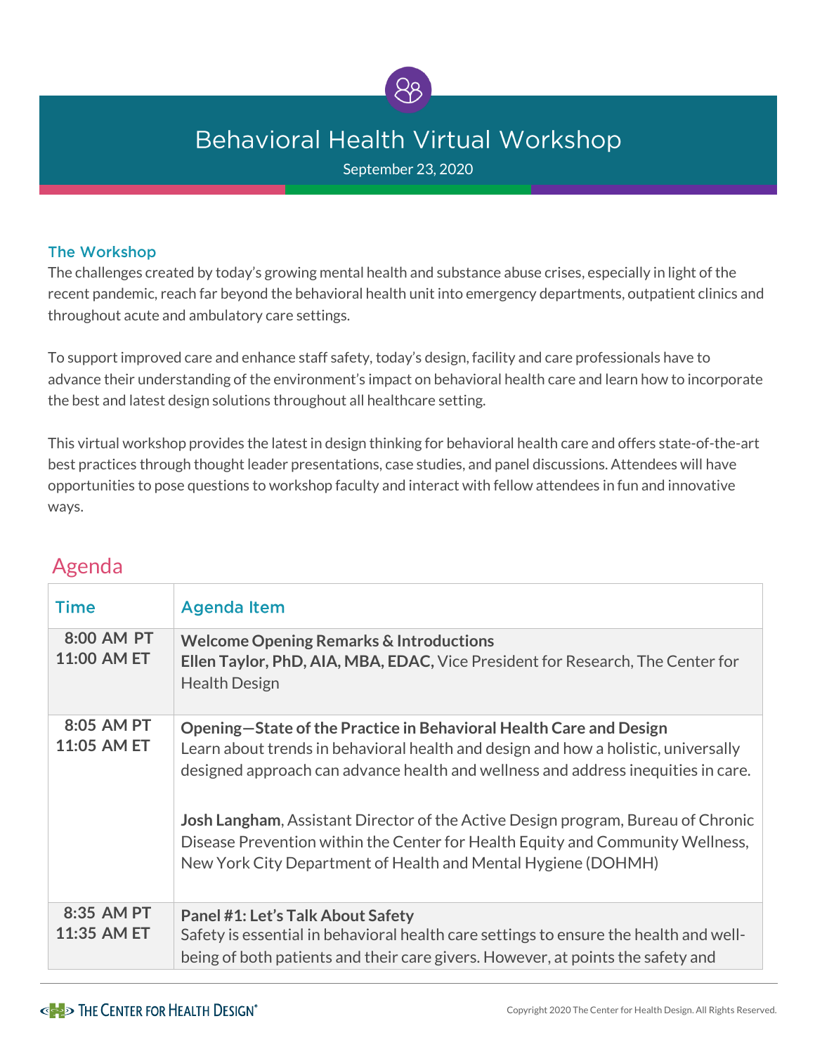# Behavioral Health Virtual Workshop

September 23, 2020

## The Workshop

The challenges created by today's growing mental health and substance abuse crises, especially in light of the recent pandemic, reach far beyond the behavioral health unit into emergency departments, outpatient clinics and throughout acute and ambulatory care settings.

To support improved care and enhance staff safety, today's design, facility and care professionals have to advance their understanding of the environment's impact on behavioral health care and learn how to incorporate the best and latest design solutions throughout all healthcare setting.

This virtual workshop provides the latest in design thinking for behavioral health care and offers state-of-the-art best practices through thought leader presentations, case studies, and panel discussions. Attendees will have opportunities to pose questions to workshop faculty and interact with fellow attendees in fun and innovative ways.

## Agenda

| Time | Agenda Item |
|---|---|
| 8:00 AM PT<br>11:00 AM ET | **Welcome Opening Remarks & Introductions**<br>**Ellen Taylor, PhD, AIA, MBA, EDAC**, Vice President for Research, The Center for Health Design |
| 8:05 AM PT<br>11:05 AM ET | **Opening—State of the Practice in Behavioral Health Care and Design**<br>Learn about trends in behavioral health and design and how a holistic, universally designed approach can advance health and wellness and address inequities in care.<br><br>**Josh Langham**, Assistant Director of the Active Design program, Bureau of Chronic Disease Prevention within the Center for Health Equity and Community Wellness, New York City Department of Health and Mental Hygiene (DOHMH) |
| 8:35 AM PT<br>11:35 AM ET | **Panel #1: Let's Talk About Safety**<br>Safety is essential in behavioral health care settings to ensure the health and well-being of both patients and their care givers. However, at points the safety and |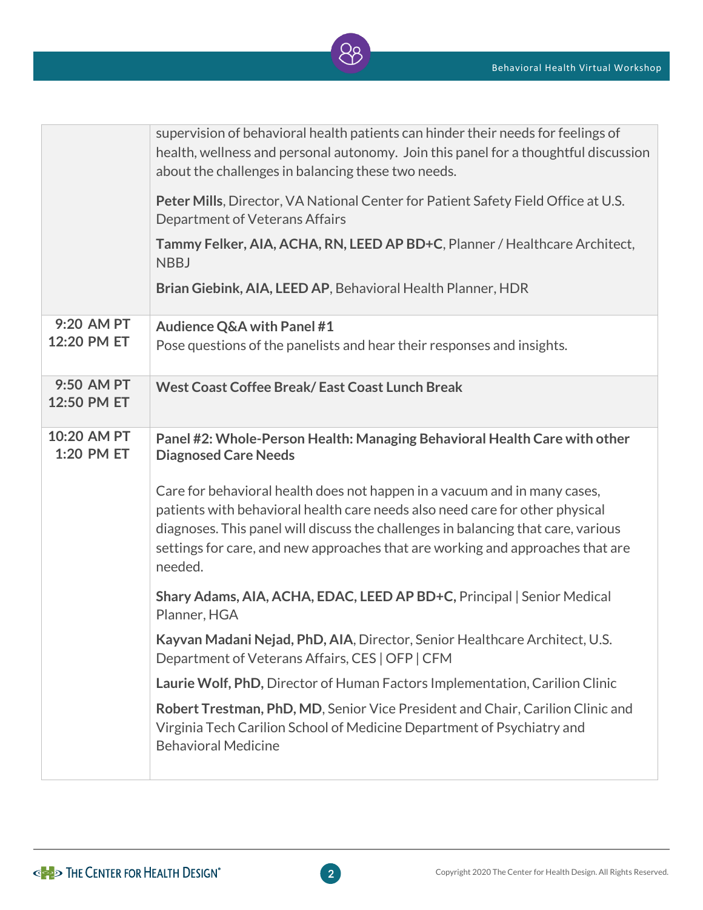| | |
|---|---|
| | supervision of behavioral health patients can hinder their needs for feelings of health, wellness and personal autonomy. Join this panel for a thoughtful discussion about the challenges in balancing these two needs.<br><br>**Peter Mills**, Director, VA National Center for Patient Safety Field Office at U.S. Department of Veterans Affairs<br><br>**Tammy Felker, AIA, ACHA, RN, LEED AP BD+C**, Planner / Healthcare Architect, NBBJ<br><br>**Brian Giebink, AIA, LEED AP**, Behavioral Health Planner, HDR |
| **9:20 AM PT**<br>**12:20 PM ET** | **Audience Q&A with Panel #1**<br>Pose questions of the panelists and hear their responses and insights. |
| **9:50 AM PT**<br>**12:50 PM ET** | **West Coast Coffee Break/ East Coast Lunch Break** |
| **10:20 AM PT**<br>**1:20 PM ET** | **Panel #2: Whole-Person Health: Managing Behavioral Health Care with other Diagnosed Care Needs**<br><br>Care for behavioral health does not happen in a vacuum and in many cases, patients with behavioral health care needs also need care for other physical diagnoses. This panel will discuss the challenges in balancing that care, various settings for care, and new approaches that are working and approaches that are needed.<br><br>**Shary Adams, AIA, ACHA, EDAC, LEED AP BD+C,** Principal \| Senior Medical Planner, HGA<br><br>**Kayvan Madani Nejad, PhD, AIA**, Director, Senior Healthcare Architect, U.S. Department of Veterans Affairs, CES \| OFP \| CFM<br><br>**Laurie Wolf, PhD,** Director of Human Factors Implementation, Carilion Clinic<br><br>**Robert Trestman, PhD, MD**, Senior Vice President and Chair, Carilion Clinic and Virginia Tech Carilion School of Medicine Department of Psychiatry and Behavioral Medicine |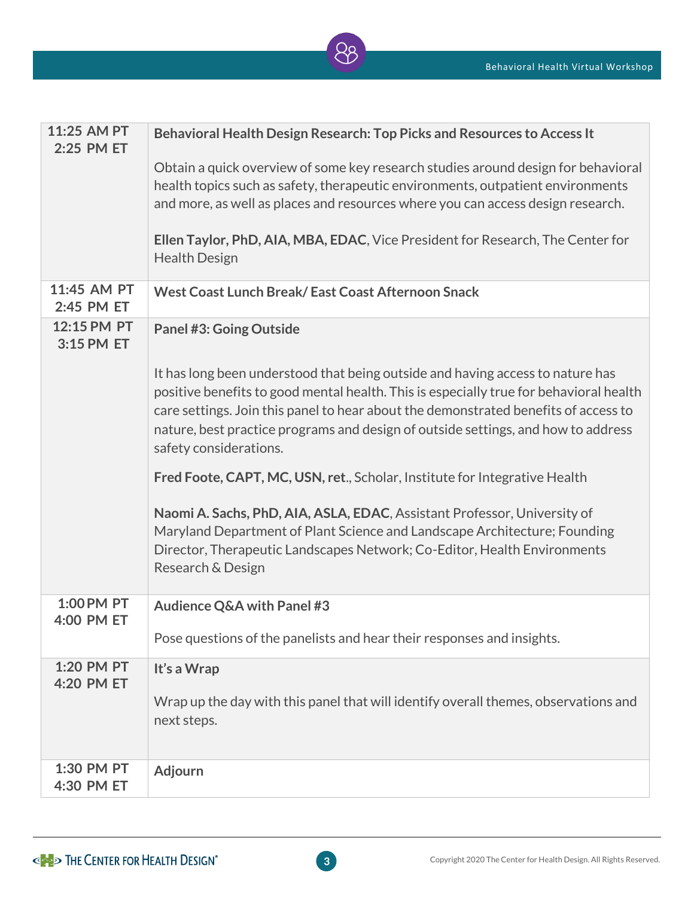| Time | Session |
|---|---|
| 11:25 AM PT<br>2:25 PM ET | **Behavioral Health Design Research: Top Picks and Resources to Access It**<br><br>Obtain a quick overview of some key research studies around design for behavioral health topics such as safety, therapeutic environments, outpatient environments and more, as well as places and resources where you can access design research.<br><br>**Ellen Taylor, PhD, AIA, MBA, EDAC**, Vice President for Research, The Center for Health Design |
| 11:45 AM PT<br>2:45 PM ET | **West Coast Lunch Break/ East Coast Afternoon Snack** |
| 12:15 PM PT<br>3:15 PM ET | **Panel #3: Going Outside**<br><br>It has long been understood that being outside and having access to nature has positive benefits to good mental health. This is especially true for behavioral health care settings. Join this panel to hear about the demonstrated benefits of access to nature, best practice programs and design of outside settings, and how to address safety considerations.<br><br>**Fred Foote, CAPT, MC, USN, ret**., Scholar, Institute for Integrative Health<br><br>**Naomi A. Sachs, PhD, AIA, ASLA, EDAC**, Assistant Professor, University of Maryland Department of Plant Science and Landscape Architecture; Founding Director, Therapeutic Landscapes Network; Co-Editor, Health Environments Research & Design |
| 1:00 PM PT<br>4:00 PM ET | **Audience Q&A with Panel #3**<br><br>Pose questions of the panelists and hear their responses and insights. |
| 1:20 PM PT<br>4:20 PM ET | **It's a Wrap**<br><br>Wrap up the day with this panel that will identify overall themes, observations and next steps. |
| 1:30 PM PT<br>4:30 PM ET | **Adjourn** |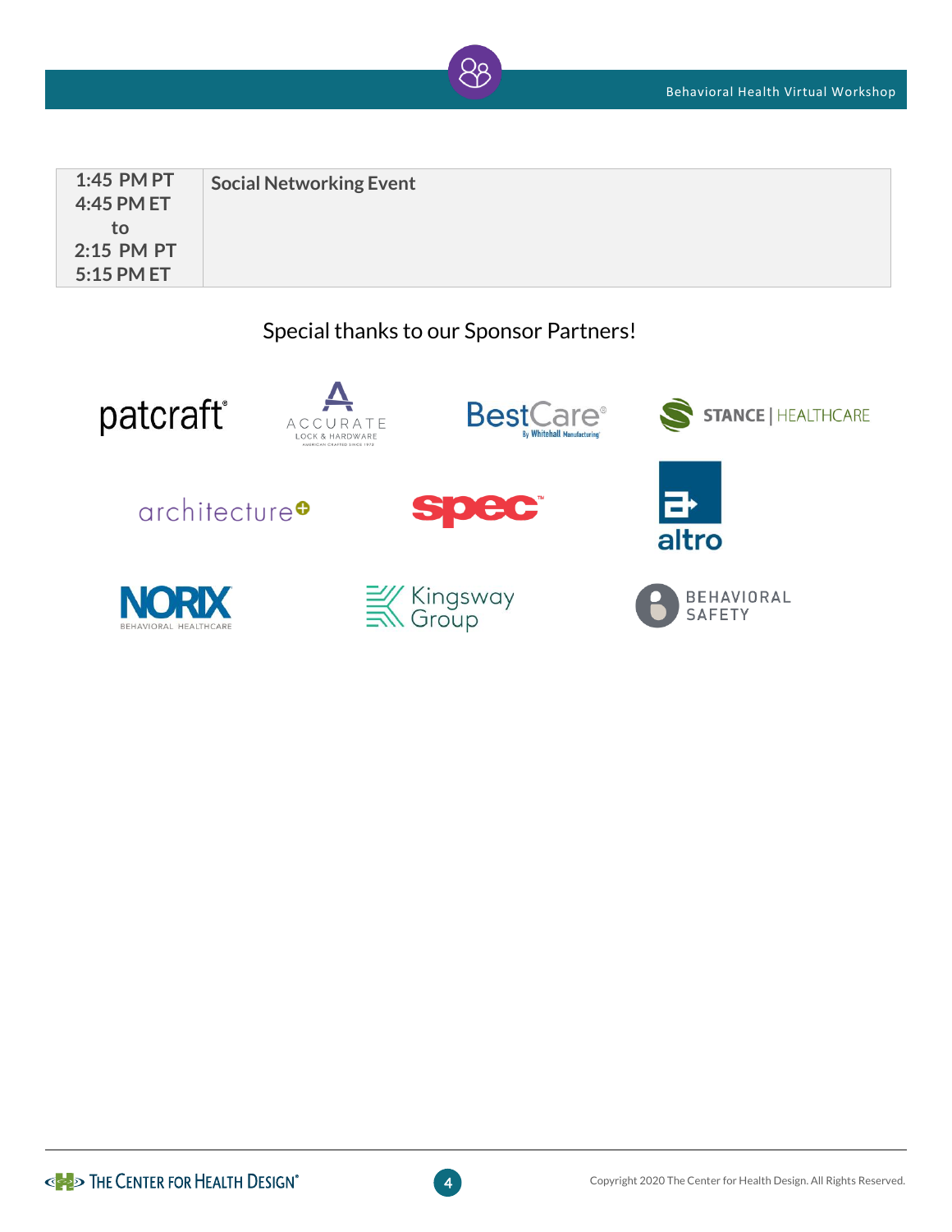| | |
|---|---|
| **1:45 PM PT 4:45 PM ET to 2:15 PM PT 5:15 PM ET** | **Social Networking Event** |

Special thanks to our Sponsor Partners!